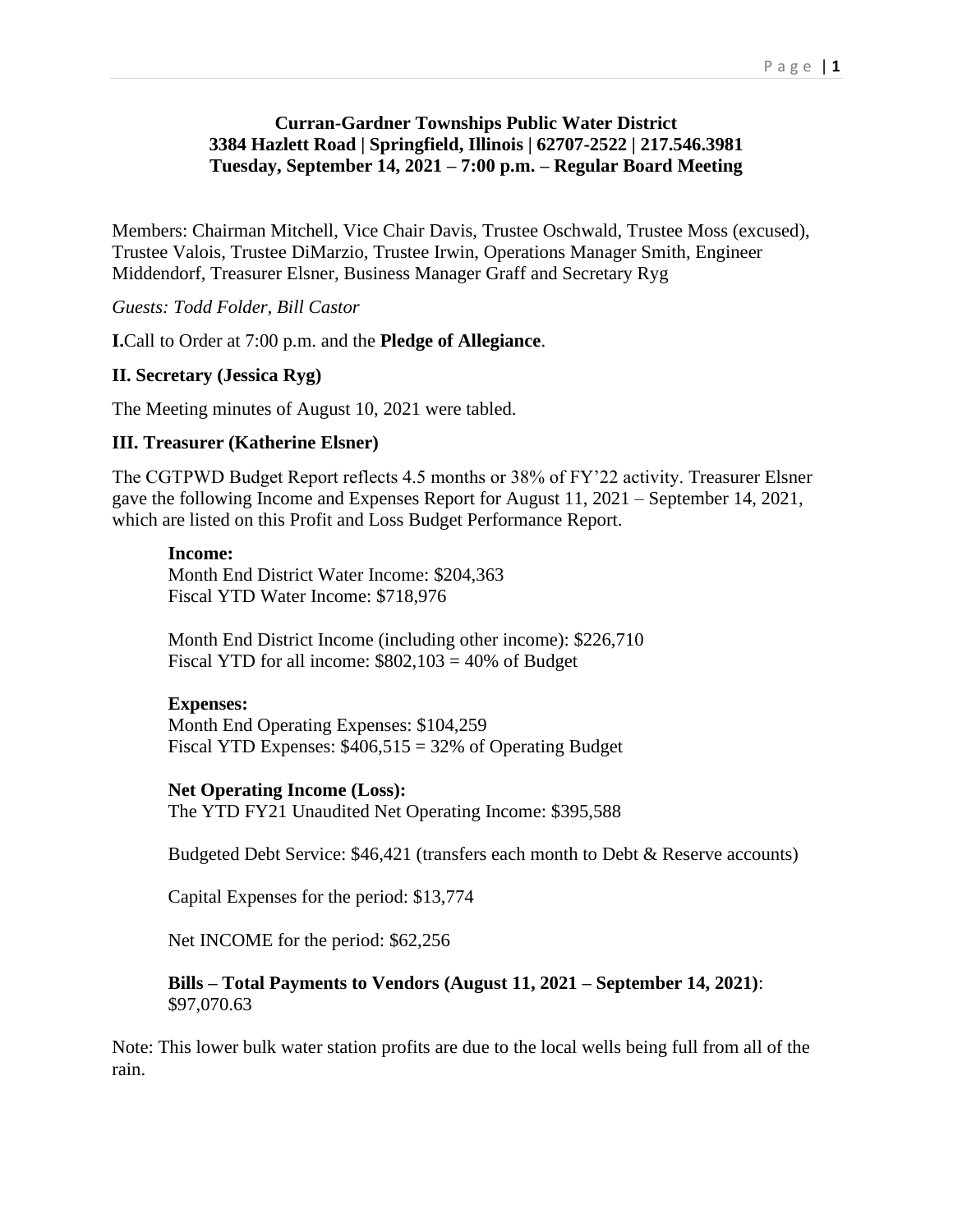**Curran-Gardner Townships Public Water District**
**3384 Hazlett Road | Springfield, Illinois | 62707-2522 | 217.546.3981**
**Tuesday, September 14, 2021 – 7:00 p.m. – Regular Board Meeting**

Members: Chairman Mitchell, Vice Chair Davis, Trustee Oschwald, Trustee Moss (excused), Trustee Valois, Trustee DiMarzio, Trustee Irwin, Operations Manager Smith, Engineer Middendorf, Treasurer Elsner, Business Manager Graff and Secretary Ryg

*Guests: Todd Folder, Bill Castor*

**I.** Call to Order at 7:00 p.m. and the **Pledge of Allegiance**.

**II. Secretary (Jessica Ryg)**

The Meeting minutes of August 10, 2021 were tabled.

**III. Treasurer (Katherine Elsner)**

The CGTPWD Budget Report reflects 4.5 months or 38% of FY'22 activity. Treasurer Elsner gave the following Income and Expenses Report for August 11, 2021 – September 14, 2021, which are listed on this Profit and Loss Budget Performance Report.

**Income:**
Month End District Water Income: $204,363
Fiscal YTD Water Income: $718,976

Month End District Income (including other income): $226,710
Fiscal YTD for all income: $802,103 = 40% of Budget

**Expenses:**
Month End Operating Expenses: $104,259
Fiscal YTD Expenses: $406,515 = 32% of Operating Budget

**Net Operating Income (Loss):**
The YTD FY21 Unaudited Net Operating Income: $395,588

Budgeted Debt Service: $46,421 (transfers each month to Debt & Reserve accounts)

Capital Expenses for the period: $13,774

Net INCOME for the period: $62,256

**Bills – Total Payments to Vendors (August 11, 2021 – September 14, 2021)**: $97,070.63

Note: This lower bulk water station profits are due to the local wells being full from all of the rain.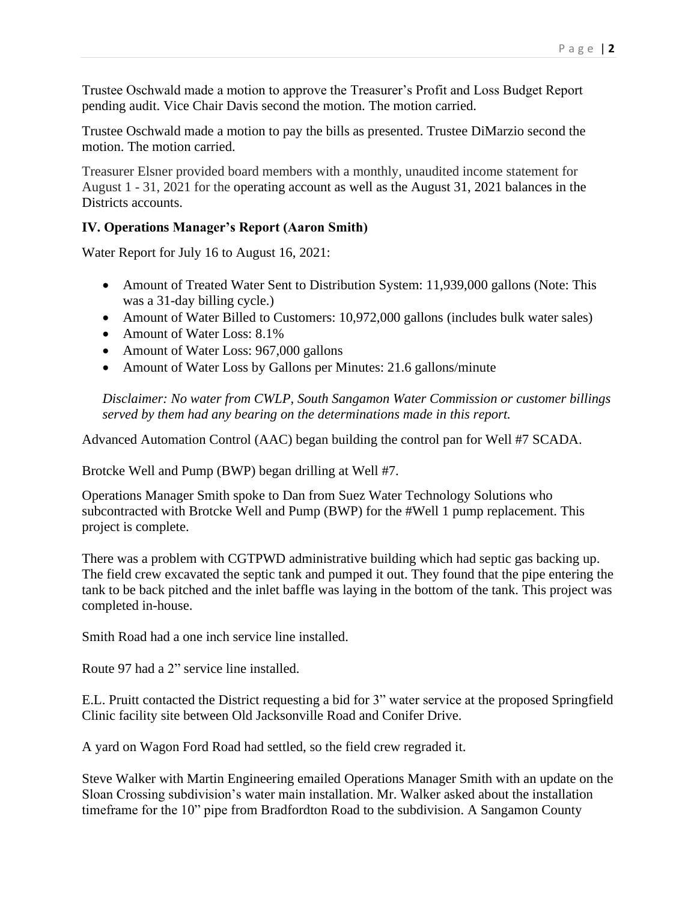Trustee Oschwald made a motion to approve the Treasurer's Profit and Loss Budget Report pending audit. Vice Chair Davis second the motion. The motion carried.

Trustee Oschwald made a motion to pay the bills as presented. Trustee DiMarzio second the motion. The motion carried.

Treasurer Elsner provided board members with a monthly, unaudited income statement for August 1 - 31, 2021 for the operating account as well as the August 31, 2021 balances in the Districts accounts.

### IV. Operations Manager's Report (Aaron Smith)

Water Report for July 16 to August 16, 2021:

- Amount of Treated Water Sent to Distribution System: 11,939,000 gallons (Note: This was a 31-day billing cycle.)
- Amount of Water Billed to Customers: 10,972,000 gallons (includes bulk water sales)
- Amount of Water Loss: 8.1%
- Amount of Water Loss: 967,000 gallons
- Amount of Water Loss by Gallons per Minutes: 21.6 gallons/minute

*Disclaimer: No water from CWLP, South Sangamon Water Commission or customer billings served by them had any bearing on the determinations made in this report.*

Advanced Automation Control (AAC) began building the control pan for Well #7 SCADA.

Brotcke Well and Pump (BWP) began drilling at Well #7.

Operations Manager Smith spoke to Dan from Suez Water Technology Solutions who subcontracted with Brotcke Well and Pump (BWP) for the #Well 1 pump replacement. This project is complete.

There was a problem with CGTPWD administrative building which had septic gas backing up. The field crew excavated the septic tank and pumped it out. They found that the pipe entering the tank to be back pitched and the inlet baffle was laying in the bottom of the tank. This project was completed in-house.

Smith Road had a one inch service line installed.

Route 97 had a 2" service line installed.

E.L. Pruitt contacted the District requesting a bid for 3" water service at the proposed Springfield Clinic facility site between Old Jacksonville Road and Conifer Drive.

A yard on Wagon Ford Road had settled, so the field crew regraded it.

Steve Walker with Martin Engineering emailed Operations Manager Smith with an update on the Sloan Crossing subdivision's water main installation. Mr. Walker asked about the installation timeframe for the 10" pipe from Bradfordton Road to the subdivision. A Sangamon County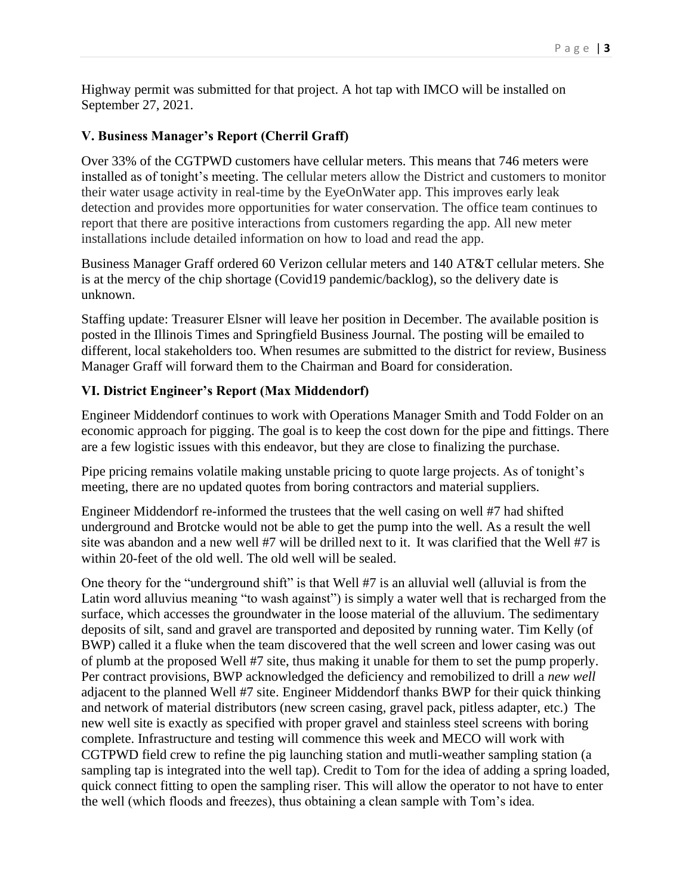Highway permit was submitted for that project. A hot tap with IMCO will be installed on September 27, 2021.

### V. Business Manager's Report (Cherril Graff)

Over 33% of the CGTPWD customers have cellular meters. This means that 746 meters were installed as of tonight's meeting. The cellular meters allow the District and customers to monitor their water usage activity in real-time by the EyeOnWater app. This improves early leak detection and provides more opportunities for water conservation. The office team continues to report that there are positive interactions from customers regarding the app. All new meter installations include detailed information on how to load and read the app.

Business Manager Graff ordered 60 Verizon cellular meters and 140 AT&T cellular meters. She is at the mercy of the chip shortage (Covid19 pandemic/backlog), so the delivery date is unknown.

Staffing update: Treasurer Elsner will leave her position in December. The available position is posted in the Illinois Times and Springfield Business Journal. The posting will be emailed to different, local stakeholders too. When resumes are submitted to the district for review, Business Manager Graff will forward them to the Chairman and Board for consideration.

### VI. District Engineer's Report (Max Middendorf)

Engineer Middendorf continues to work with Operations Manager Smith and Todd Folder on an economic approach for pigging. The goal is to keep the cost down for the pipe and fittings. There are a few logistic issues with this endeavor, but they are close to finalizing the purchase.

Pipe pricing remains volatile making unstable pricing to quote large projects. As of tonight's meeting, there are no updated quotes from boring contractors and material suppliers.

Engineer Middendorf re-informed the trustees that the well casing on well #7 had shifted underground and Brotcke would not be able to get the pump into the well. As a result the well site was abandon and a new well #7 will be drilled next to it. It was clarified that the Well #7 is within 20-feet of the old well. The old well will be sealed.

One theory for the "underground shift" is that Well #7 is an alluvial well (alluvial is from the Latin word alluvius meaning "to wash against") is simply a water well that is recharged from the surface, which accesses the groundwater in the loose material of the alluvium. The sedimentary deposits of silt, sand and gravel are transported and deposited by running water. Tim Kelly (of BWP) called it a fluke when the team discovered that the well screen and lower casing was out of plumb at the proposed Well #7 site, thus making it unable for them to set the pump properly. Per contract provisions, BWP acknowledged the deficiency and remobilized to drill a *new well* adjacent to the planned Well #7 site. Engineer Middendorf thanks BWP for their quick thinking and network of material distributors (new screen casing, gravel pack, pitless adapter, etc.) The new well site is exactly as specified with proper gravel and stainless steel screens with boring complete. Infrastructure and testing will commence this week and MECO will work with CGTPWD field crew to refine the pig launching station and mutli-weather sampling station (a sampling tap is integrated into the well tap). Credit to Tom for the idea of adding a spring loaded, quick connect fitting to open the sampling riser. This will allow the operator to not have to enter the well (which floods and freezes), thus obtaining a clean sample with Tom's idea.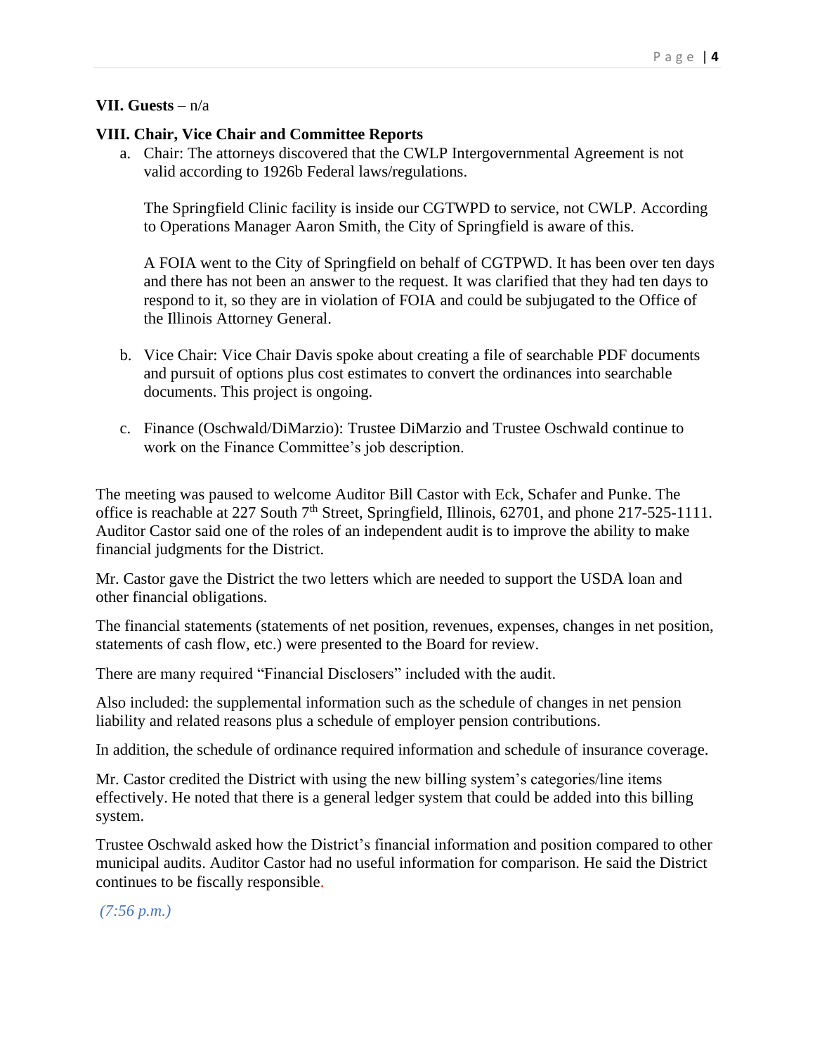**VII. Guests** – n/a

**VIII. Chair, Vice Chair and Committee Reports**

a. Chair: The attorneys discovered that the CWLP Intergovernmental Agreement is not valid according to 1926b Federal laws/regulations.

   The Springfield Clinic facility is inside our CGTWPD to service, not CWLP. According to Operations Manager Aaron Smith, the City of Springfield is aware of this.

   A FOIA went to the City of Springfield on behalf of CGTPWD. It has been over ten days and there has not been an answer to the request. It was clarified that they had ten days to respond to it, so they are in violation of FOIA and could be subjugated to the Office of the Illinois Attorney General.

b. Vice Chair: Vice Chair Davis spoke about creating a file of searchable PDF documents and pursuit of options plus cost estimates to convert the ordinances into searchable documents. This project is ongoing.

c. Finance (Oschwald/DiMarzio): Trustee DiMarzio and Trustee Oschwald continue to work on the Finance Committee's job description.

The meeting was paused to welcome Auditor Bill Castor with Eck, Schafer and Punke. The office is reachable at 227 South 7th Street, Springfield, Illinois, 62701, and phone 217-525-1111. Auditor Castor said one of the roles of an independent audit is to improve the ability to make financial judgments for the District.

Mr. Castor gave the District the two letters which are needed to support the USDA loan and other financial obligations.

The financial statements (statements of net position, revenues, expenses, changes in net position, statements of cash flow, etc.) were presented to the Board for review.

There are many required "Financial Disclosers" included with the audit.

Also included: the supplemental information such as the schedule of changes in net pension liability and related reasons plus a schedule of employer pension contributions.

In addition, the schedule of ordinance required information and schedule of insurance coverage.

Mr. Castor credited the District with using the new billing system's categories/line items effectively. He noted that there is a general ledger system that could be added into this billing system.

Trustee Oschwald asked how the District's financial information and position compared to other municipal audits. Auditor Castor had no useful information for comparison. He said the District continues to be fiscally responsible.

*(7:56 p.m.)*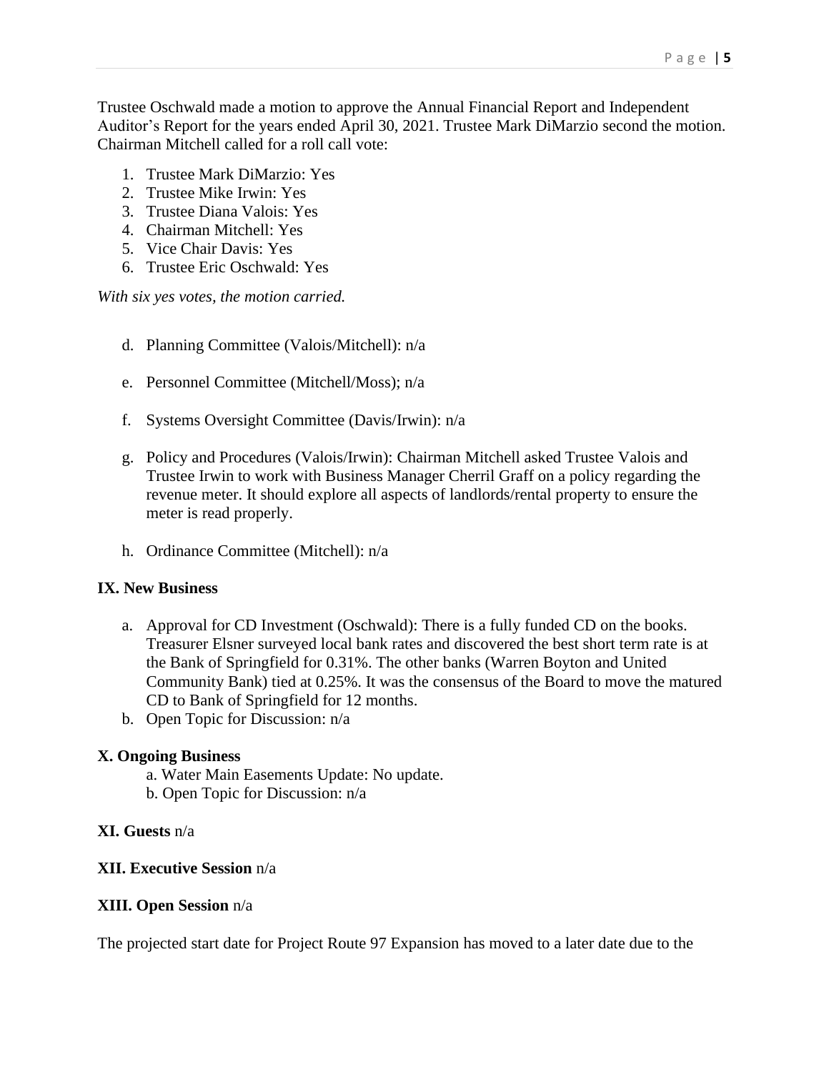Trustee Oschwald made a motion to approve the Annual Financial Report and Independent Auditor's Report for the years ended April 30, 2021. Trustee Mark DiMarzio second the motion. Chairman Mitchell called for a roll call vote:

1. Trustee Mark DiMarzio: Yes
2. Trustee Mike Irwin: Yes
3. Trustee Diana Valois: Yes
4. Chairman Mitchell: Yes
5. Vice Chair Davis: Yes
6. Trustee Eric Oschwald: Yes

*With six yes votes, the motion carried.*

d. Planning Committee (Valois/Mitchell): n/a

e. Personnel Committee (Mitchell/Moss); n/a

f. Systems Oversight Committee (Davis/Irwin): n/a

g. Policy and Procedures (Valois/Irwin): Chairman Mitchell asked Trustee Valois and Trustee Irwin to work with Business Manager Cherril Graff on a policy regarding the revenue meter. It should explore all aspects of landlords/rental property to ensure the meter is read properly.

h. Ordinance Committee (Mitchell): n/a

**IX. New Business**

a. Approval for CD Investment (Oschwald): There is a fully funded CD on the books. Treasurer Elsner surveyed local bank rates and discovered the best short term rate is at the Bank of Springfield for 0.31%. The other banks (Warren Boyton and United Community Bank) tied at 0.25%. It was the consensus of the Board to move the matured CD to Bank of Springfield for 12 months.
b. Open Topic for Discussion: n/a

**X. Ongoing Business**

a. Water Main Easements Update: No update.
b. Open Topic for Discussion: n/a

**XI. Guests** n/a

**XII. Executive Session** n/a

**XIII. Open Session** n/a

The projected start date for Project Route 97 Expansion has moved to a later date due to the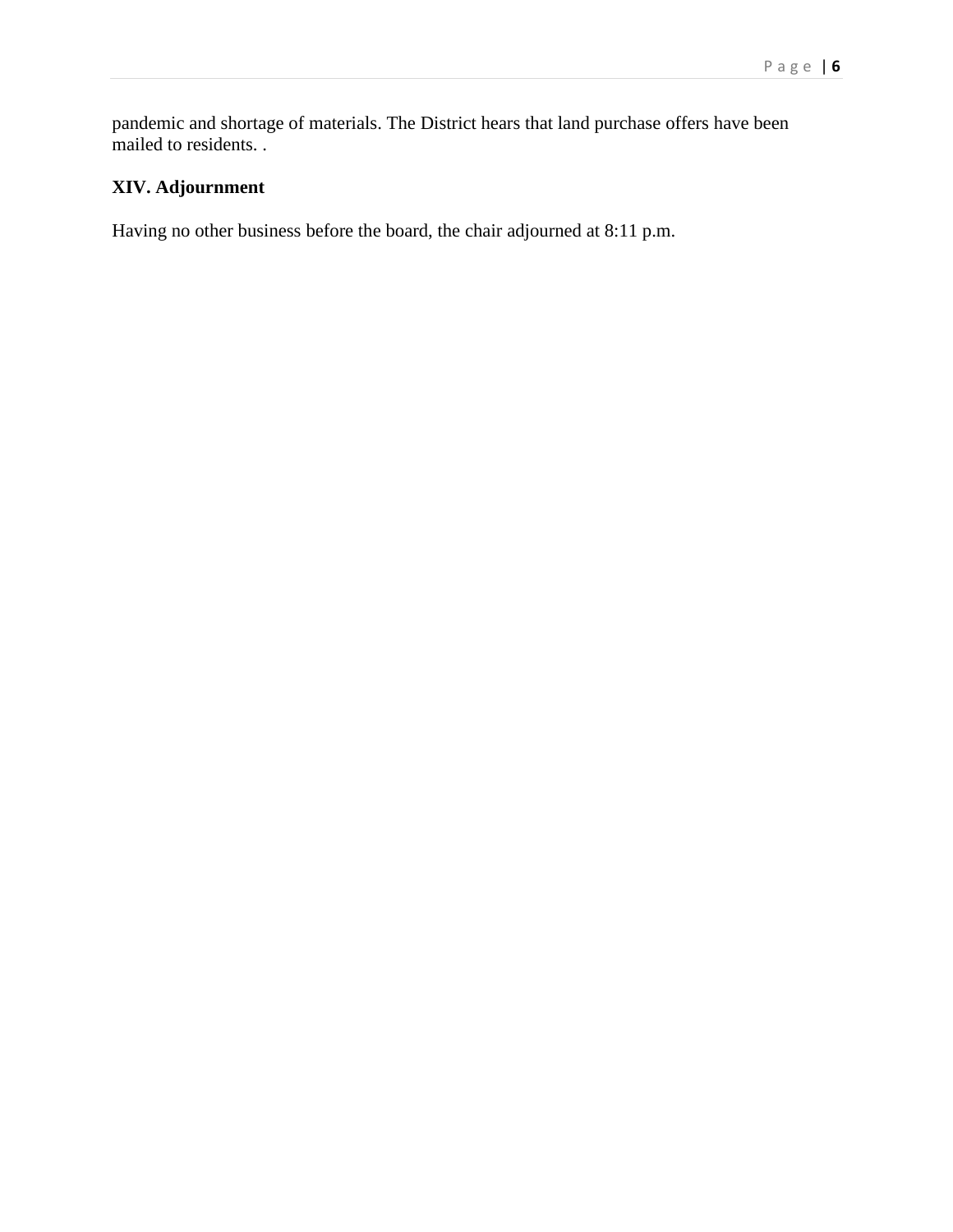pandemic and shortage of materials. The District hears that land purchase offers have been mailed to residents. .

**XIV. Adjournment**

Having no other business before the board, the chair adjourned at 8:11 p.m.